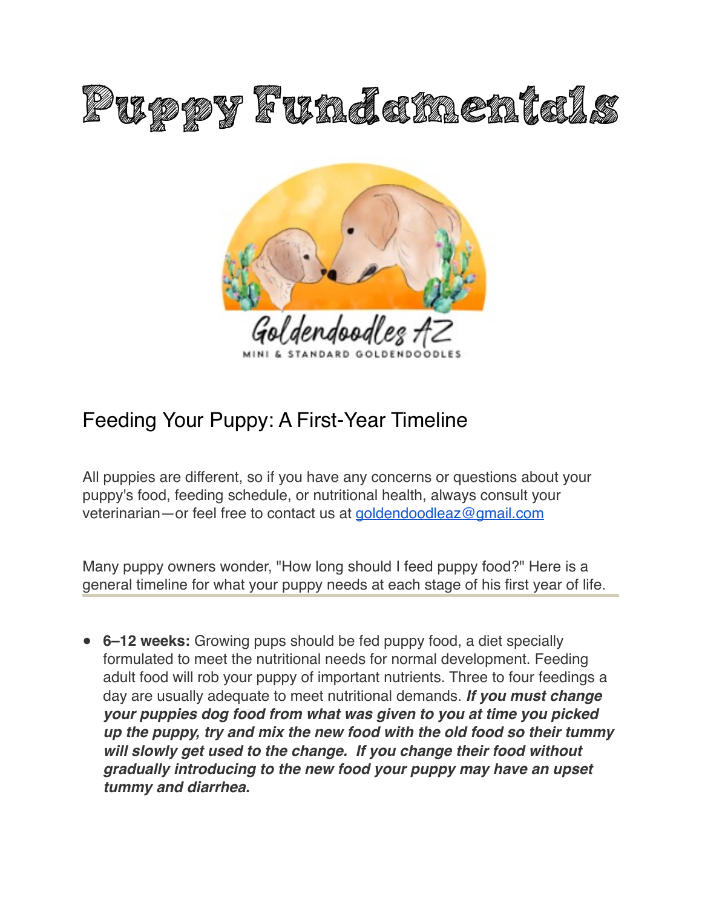# Puppy Fundamentals

Goldendoodles AZ

MINI & STANDARD GOLDENDOODLES

## Feeding Your Puppy: A First-Year Timeline

All puppies are different, so if you have any concerns or questions about your puppy's food, feeding schedule, or nutritional health, always consult your veterinarian—or feel free to contact us at [goldendoodleaz@gmail.com](mailto:goldendoodleaz@gmail.com)

Many puppy owners wonder, "How long should I feed puppy food?" Here is a general timeline for what your puppy needs at each stage of his first year of life.

---

- **6–12 weeks:** Growing pups should be fed puppy food, a diet specially formulated to meet the nutritional needs for normal development. Feeding adult food will rob your puppy of important nutrients. Three to four feedings a day are usually adequate to meet nutritional demands. ***If you must change your puppies dog food from what was given to you at time you picked up the puppy, try and mix the new food with the old food so their tummy will slowly get used to the change. If you change their food without gradually introducing to the new food your puppy may have an upset tummy and diarrhea.***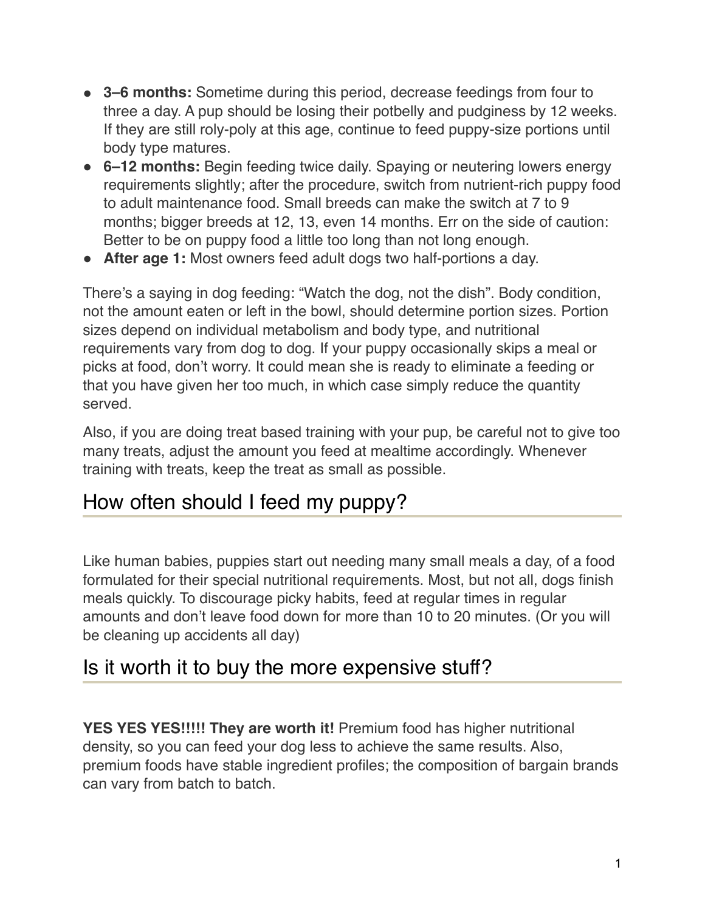- **3–6 months:** Sometime during this period, decrease feedings from four to three a day. A pup should be losing their potbelly and pudginess by 12 weeks. If they are still roly-poly at this age, continue to feed puppy-size portions until body type matures.
- **6–12 months:** Begin feeding twice daily. Spaying or neutering lowers energy requirements slightly; after the procedure, switch from nutrient-rich puppy food to adult maintenance food. Small breeds can make the switch at 7 to 9 months; bigger breeds at 12, 13, even 14 months. Err on the side of caution: Better to be on puppy food a little too long than not long enough.
- **After age 1:** Most owners feed adult dogs two half-portions a day.

There's a saying in dog feeding: "Watch the dog, not the dish". Body condition, not the amount eaten or left in the bowl, should determine portion sizes. Portion sizes depend on individual metabolism and body type, and nutritional requirements vary from dog to dog. If your puppy occasionally skips a meal or picks at food, don't worry. It could mean she is ready to eliminate a feeding or that you have given her too much, in which case simply reduce the quantity served.

Also, if you are doing treat based training with your pup, be careful not to give too many treats, adjust the amount you feed at mealtime accordingly. Whenever training with treats, keep the treat as small as possible.

## How often should I feed my puppy?

Like human babies, puppies start out needing many small meals a day, of a food formulated for their special nutritional requirements. Most, but not all, dogs finish meals quickly. To discourage picky habits, feed at regular times in regular amounts and don't leave food down for more than 10 to 20 minutes. (Or you will be cleaning up accidents all day)

## Is it worth it to buy the more expensive stuff?

**YES YES YES!!!!! They are worth it!** Premium food has higher nutritional density, so you can feed your dog less to achieve the same results. Also, premium foods have stable ingredient profiles; the composition of bargain brands can vary from batch to batch.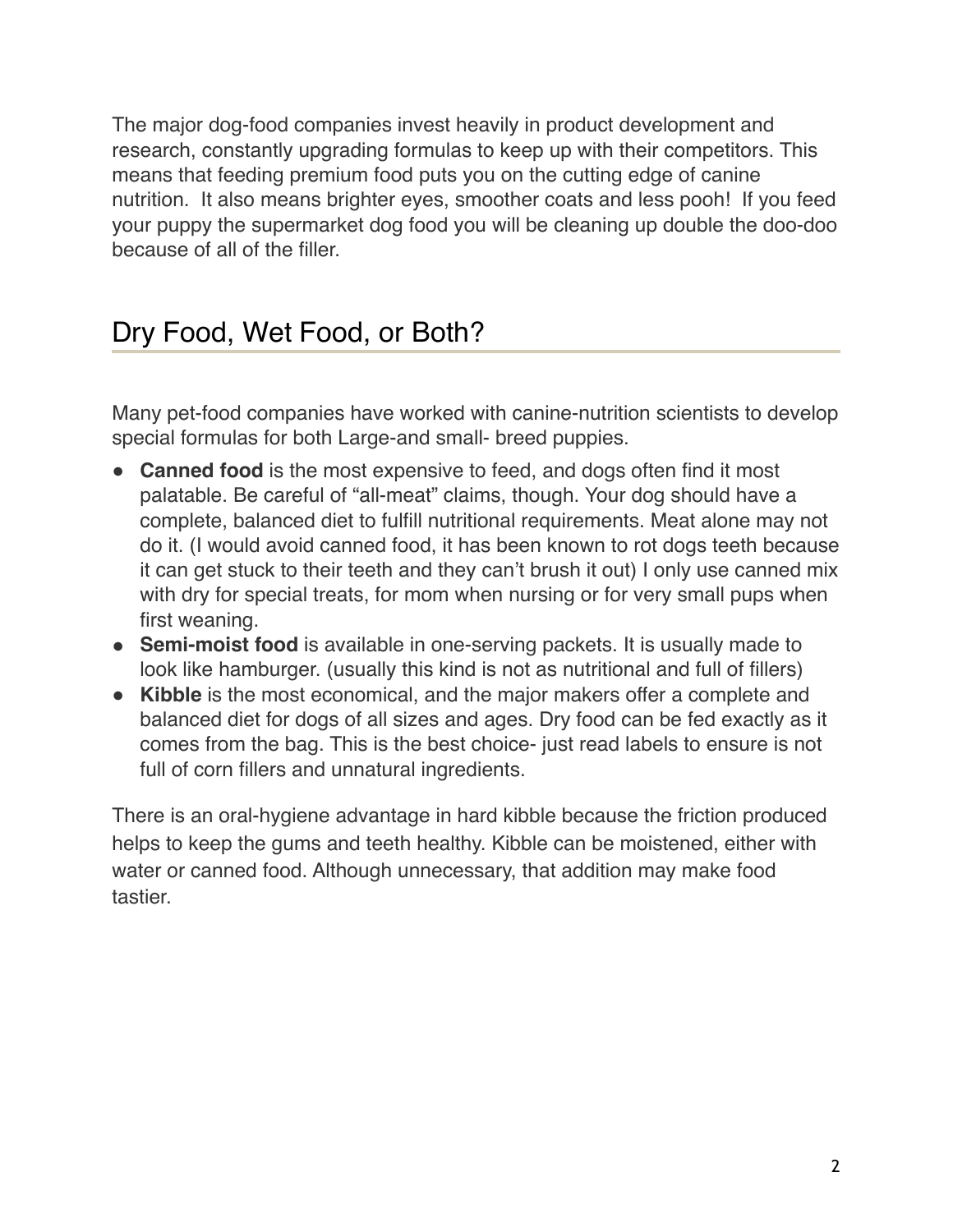The major dog-food companies invest heavily in product development and research, constantly upgrading formulas to keep up with their competitors. This means that feeding premium food puts you on the cutting edge of canine nutrition. It also means brighter eyes, smoother coats and less pooh! If you feed your puppy the supermarket dog food you will be cleaning up double the doo-doo because of all of the filler.

## Dry Food, Wet Food, or Both?

Many pet-food companies have worked with canine-nutrition scientists to develop special formulas for both Large-and small- breed puppies.

- **Canned food** is the most expensive to feed, and dogs often find it most palatable. Be careful of "all-meat" claims, though. Your dog should have a complete, balanced diet to fulfill nutritional requirements. Meat alone may not do it. (I would avoid canned food, it has been known to rot dogs teeth because it can get stuck to their teeth and they can't brush it out) I only use canned mix with dry for special treats, for mom when nursing or for very small pups when first weaning.
- **Semi-moist food** is available in one-serving packets. It is usually made to look like hamburger. (usually this kind is not as nutritional and full of fillers)
- **Kibble** is the most economical, and the major makers offer a complete and balanced diet for dogs of all sizes and ages. Dry food can be fed exactly as it comes from the bag. This is the best choice- just read labels to ensure is not full of corn fillers and unnatural ingredients.

There is an oral-hygiene advantage in hard kibble because the friction produced helps to keep the gums and teeth healthy. Kibble can be moistened, either with water or canned food. Although unnecessary, that addition may make food tastier.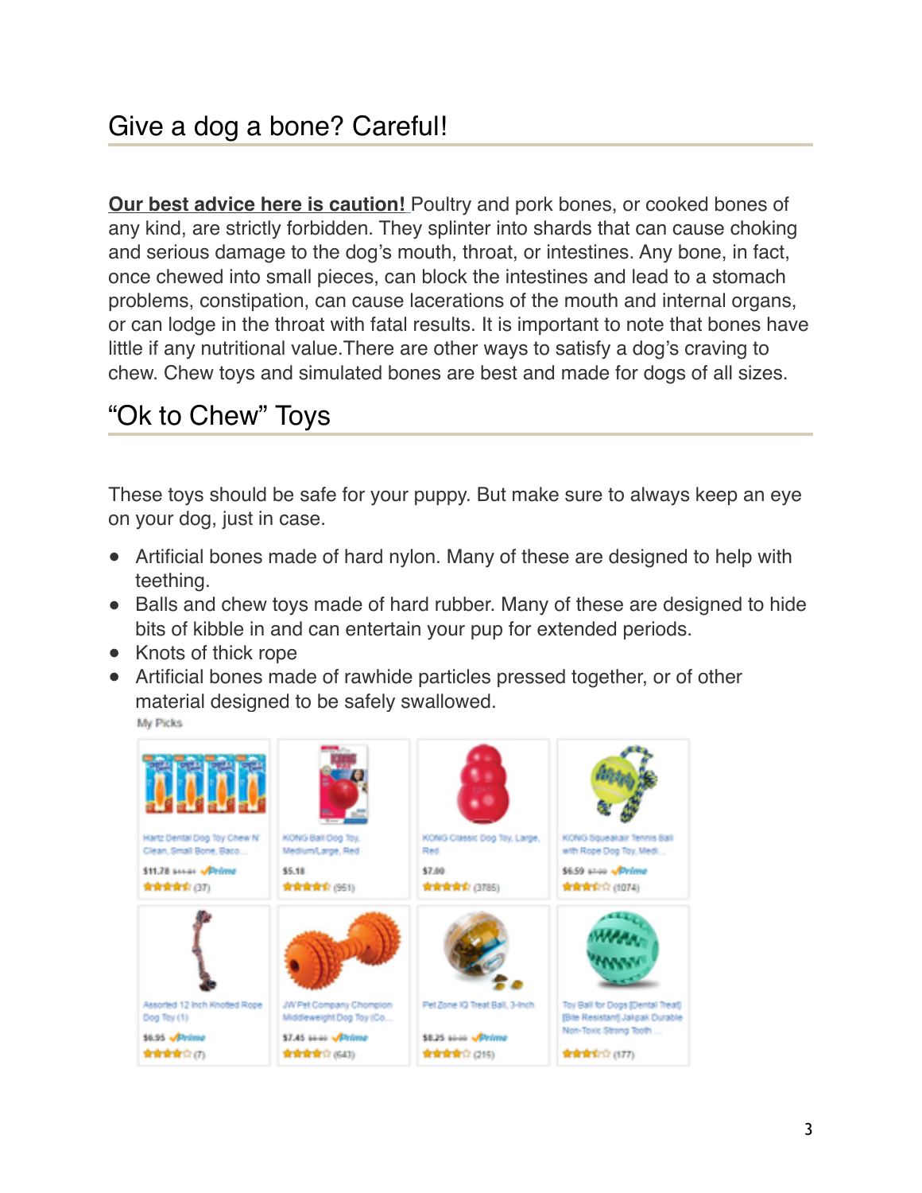## Give a dog a bone? Careful!

**Our best advice here is caution!** Poultry and pork bones, or cooked bones of any kind, are strictly forbidden. They splinter into shards that can cause choking and serious damage to the dog's mouth, throat, or intestines. Any bone, in fact, once chewed into small pieces, can block the intestines and lead to a stomach problems, constipation, can cause lacerations of the mouth and internal organs, or can lodge in the throat with fatal results. It is important to note that bones have little if any nutritional value.There are other ways to satisfy a dog's craving to chew. Chew toys and simulated bones are best and made for dogs of all sizes.

## "Ok to Chew" Toys

These toys should be safe for your puppy. But make sure to always keep an eye on your dog, just in case.

- Artificial bones made of hard nylon. Many of these are designed to help with teething.
- Balls and chew toys made of hard rubber. Many of these are designed to hide bits of kibble in and can entertain your pup for extended periods.
- Knots of thick rope
- Artificial bones made of rawhide particles pressed together, or of other material designed to be safely swallowed.

My Picks

| | | | |
|---|---|---|---|
| Hartz Dental Dog Toy Chew N' Clean, Small Bone, Baco... $11.78 Prime (37) | KONG Ball Dog Toy, Medium/Large, Red $5.18 (951) | KONG Classic Dog Toy, Large, Red $7.00 (3785) | KONG Squeakair Tennis Ball with Rope Dog Toy, Medi... $6.59 Prime (1074) |
| Assorted 12 Inch Knotted Rope Dog Toy (1) $6.95 Prime (7) | JW Pet Company Chompion Middleweight Dog Toy (Co... $7.45 Prime (643) | PetZone IQ Treat Ball, 3-Inch $8.25 Prime (215) | Toy Ball for Dogs [Dental Treat] [Bite Resistant] Jalpak Durable Non-Toxic Strong Tooth ... (177) |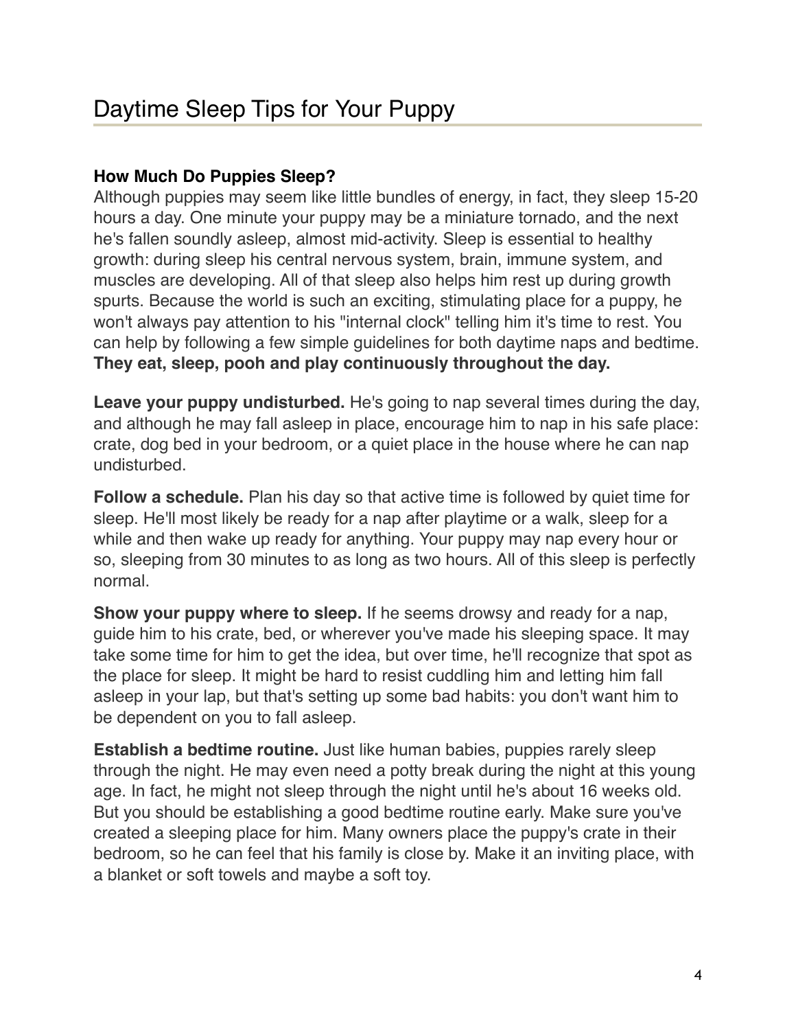# Daytime Sleep Tips for Your Puppy

**How Much Do Puppies Sleep?**
Although puppies may seem like little bundles of energy, in fact, they sleep 15-20 hours a day. One minute your puppy may be a miniature tornado, and the next he's fallen soundly asleep, almost mid-activity. Sleep is essential to healthy growth: during sleep his central nervous system, brain, immune system, and muscles are developing. All of that sleep also helps him rest up during growth spurts. Because the world is such an exciting, stimulating place for a puppy, he won't always pay attention to his "internal clock" telling him it's time to rest. You can help by following a few simple guidelines for both daytime naps and bedtime. **They eat, sleep, pooh and play continuously throughout the day.**

**Leave your puppy undisturbed.** He's going to nap several times during the day, and although he may fall asleep in place, encourage him to nap in his safe place: crate, dog bed in your bedroom, or a quiet place in the house where he can nap undisturbed.

**Follow a schedule.** Plan his day so that active time is followed by quiet time for sleep. He'll most likely be ready for a nap after playtime or a walk, sleep for a while and then wake up ready for anything. Your puppy may nap every hour or so, sleeping from 30 minutes to as long as two hours. All of this sleep is perfectly normal.

**Show your puppy where to sleep.** If he seems drowsy and ready for a nap, guide him to his crate, bed, or wherever you've made his sleeping space. It may take some time for him to get the idea, but over time, he'll recognize that spot as the place for sleep. It might be hard to resist cuddling him and letting him fall asleep in your lap, but that's setting up some bad habits: you don't want him to be dependent on you to fall asleep.

**Establish a bedtime routine.** Just like human babies, puppies rarely sleep through the night. He may even need a potty break during the night at this young age. In fact, he might not sleep through the night until he's about 16 weeks old. But you should be establishing a good bedtime routine early. Make sure you've created a sleeping place for him. Many owners place the puppy's crate in their bedroom, so he can feel that his family is close by. Make it an inviting place, with a blanket or soft towels and maybe a soft toy.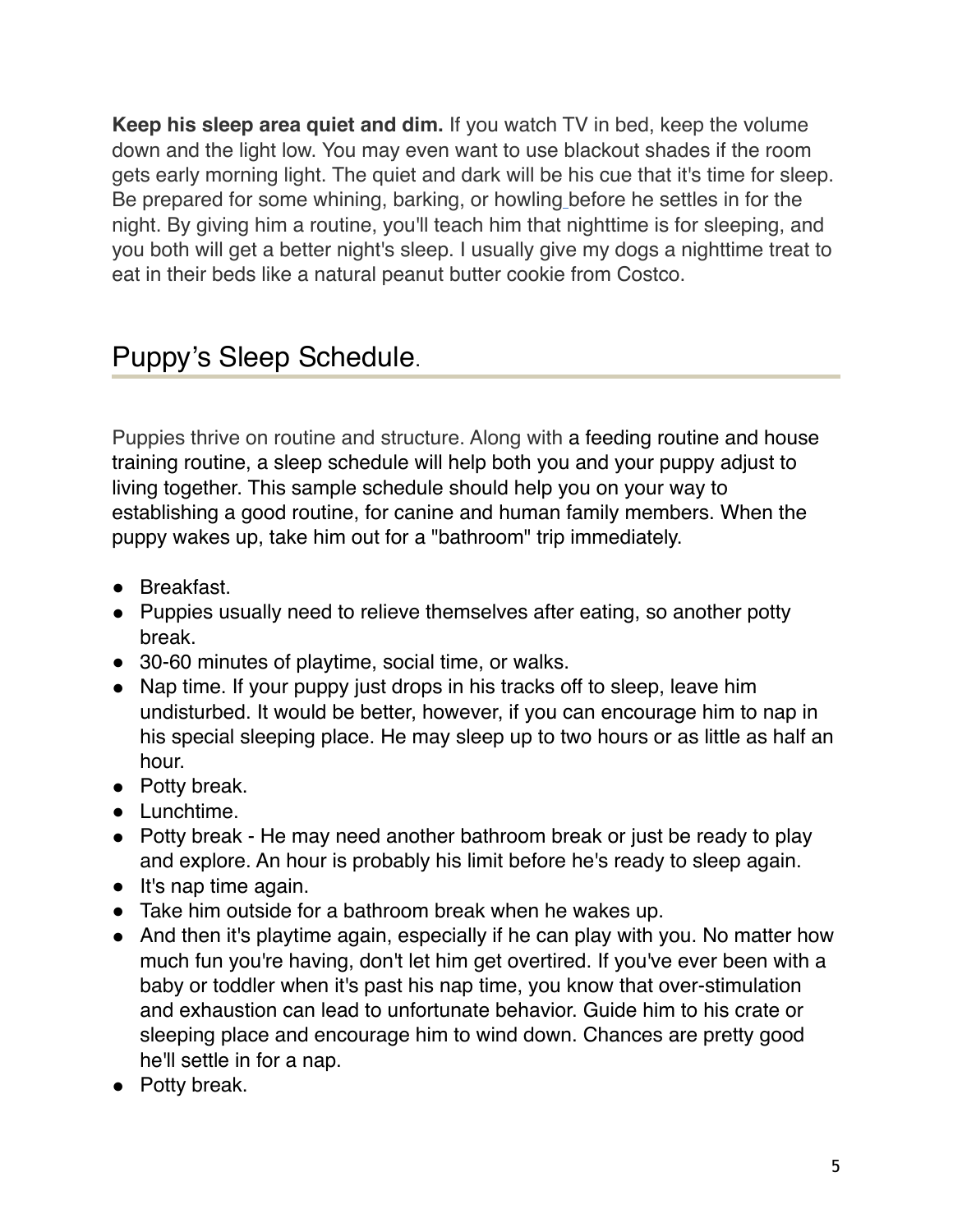**Keep his sleep area quiet and dim.** If you watch TV in bed, keep the volume down and the light low. You may even want to use blackout shades if the room gets early morning light. The quiet and dark will be his cue that it's time for sleep. Be prepared for some whining, barking, or howling before he settles in for the night. By giving him a routine, you'll teach him that nighttime is for sleeping, and you both will get a better night's sleep. I usually give my dogs a nighttime treat to eat in their beds like a natural peanut butter cookie from Costco.

## Puppy's Sleep Schedule.

Puppies thrive on routine and structure. Along with a feeding routine and house training routine, a sleep schedule will help both you and your puppy adjust to living together. This sample schedule should help you on your way to establishing a good routine, for canine and human family members. When the puppy wakes up, take him out for a "bathroom" trip immediately.

- Breakfast.
- Puppies usually need to relieve themselves after eating, so another potty break.
- 30-60 minutes of playtime, social time, or walks.
- Nap time. If your puppy just drops in his tracks off to sleep, leave him undisturbed. It would be better, however, if you can encourage him to nap in his special sleeping place. He may sleep up to two hours or as little as half an hour.
- Potty break.
- Lunchtime.
- Potty break - He may need another bathroom break or just be ready to play and explore. An hour is probably his limit before he's ready to sleep again.
- It's nap time again.
- Take him outside for a bathroom break when he wakes up.
- And then it's playtime again, especially if he can play with you. No matter how much fun you're having, don't let him get overtired. If you've ever been with a baby or toddler when it's past his nap time, you know that over-stimulation and exhaustion can lead to unfortunate behavior. Guide him to his crate or sleeping place and encourage him to wind down. Chances are pretty good he'll settle in for a nap.
- Potty break.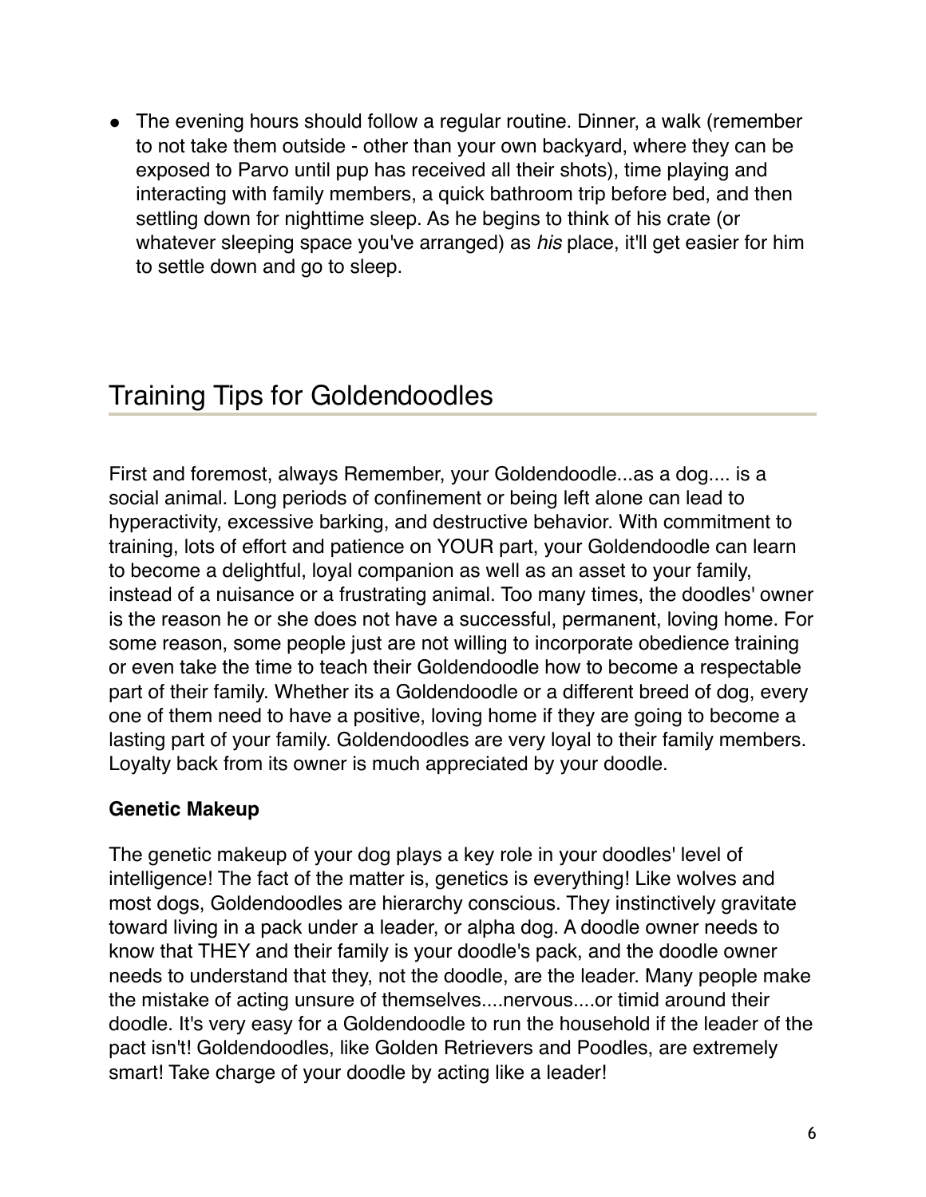- The evening hours should follow a regular routine. Dinner, a walk (remember to not take them outside - other than your own backyard, where they can be exposed to Parvo until pup has received all their shots), time playing and interacting with family members, a quick bathroom trip before bed, and then settling down for nighttime sleep. As he begins to think of his crate (or whatever sleeping space you've arranged) as *his* place, it'll get easier for him to settle down and go to sleep.

## Training Tips for Goldendoodles

First and foremost, always Remember, your Goldendoodle...as a dog.... is a social animal. Long periods of confinement or being left alone can lead to hyperactivity, excessive barking, and destructive behavior. With commitment to training, lots of effort and patience on YOUR part, your Goldendoodle can learn to become a delightful, loyal companion as well as an asset to your family, instead of a nuisance or a frustrating animal. Too many times, the doodles' owner is the reason he or she does not have a successful, permanent, loving home. For some reason, some people just are not willing to incorporate obedience training or even take the time to teach their Goldendoodle how to become a respectable part of their family. Whether its a Goldendoodle or a different breed of dog, every one of them need to have a positive, loving home if they are going to become a lasting part of your family. Goldendoodles are very loyal to their family members. Loyalty back from its owner is much appreciated by your doodle.

**Genetic Makeup**

The genetic makeup of your dog plays a key role in your doodles' level of intelligence! The fact of the matter is, genetics is everything! Like wolves and most dogs, Goldendoodles are hierarchy conscious. They instinctively gravitate toward living in a pack under a leader, or alpha dog. A doodle owner needs to know that THEY and their family is your doodle's pack, and the doodle owner needs to understand that they, not the doodle, are the leader. Many people make the mistake of acting unsure of themselves....nervous....or timid around their doodle. It's very easy for a Goldendoodle to run the household if the leader of the pact isn't! Goldendoodles, like Golden Retrievers and Poodles, are extremely smart! Take charge of your doodle by acting like a leader!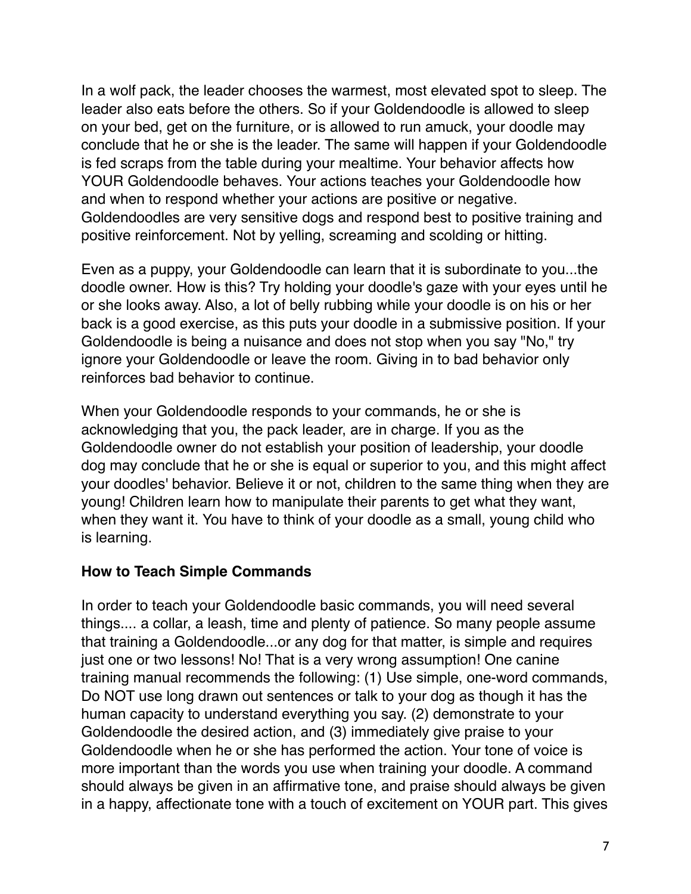In a wolf pack, the leader chooses the warmest, most elevated spot to sleep. The leader also eats before the others. So if your Goldendoodle is allowed to sleep on your bed, get on the furniture, or is allowed to run amuck, your doodle may conclude that he or she is the leader. The same will happen if your Goldendoodle is fed scraps from the table during your mealtime. Your behavior affects how YOUR Goldendoodle behaves. Your actions teaches your Goldendoodle how and when to respond whether your actions are positive or negative. Goldendoodles are very sensitive dogs and respond best to positive training and positive reinforcement. Not by yelling, screaming and scolding or hitting.

Even as a puppy, your Goldendoodle can learn that it is subordinate to you...the doodle owner. How is this? Try holding your doodle's gaze with your eyes until he or she looks away. Also, a lot of belly rubbing while your doodle is on his or her back is a good exercise, as this puts your doodle in a submissive position. If your Goldendoodle is being a nuisance and does not stop when you say "No," try ignore your Goldendoodle or leave the room. Giving in to bad behavior only reinforces bad behavior to continue.

When your Goldendoodle responds to your commands, he or she is acknowledging that you, the pack leader, are in charge. If you as the Goldendoodle owner do not establish your position of leadership, your doodle dog may conclude that he or she is equal or superior to you, and this might affect your doodles' behavior. Believe it or not, children to the same thing when they are young! Children learn how to manipulate their parents to get what they want, when they want it. You have to think of your doodle as a small, young child who is learning.

### How to Teach Simple Commands

In order to teach your Goldendoodle basic commands, you will need several things.... a collar, a leash, time and plenty of patience. So many people assume that training a Goldendoodle...or any dog for that matter, is simple and requires just one or two lessons! No! That is a very wrong assumption! One canine training manual recommends the following: (1) Use simple, one-word commands, Do NOT use long drawn out sentences or talk to your dog as though it has the human capacity to understand everything you say. (2) demonstrate to your Goldendoodle the desired action, and (3) immediately give praise to your Goldendoodle when he or she has performed the action. Your tone of voice is more important than the words you use when training your doodle. A command should always be given in an affirmative tone, and praise should always be given in a happy, affectionate tone with a touch of excitement on YOUR part. This gives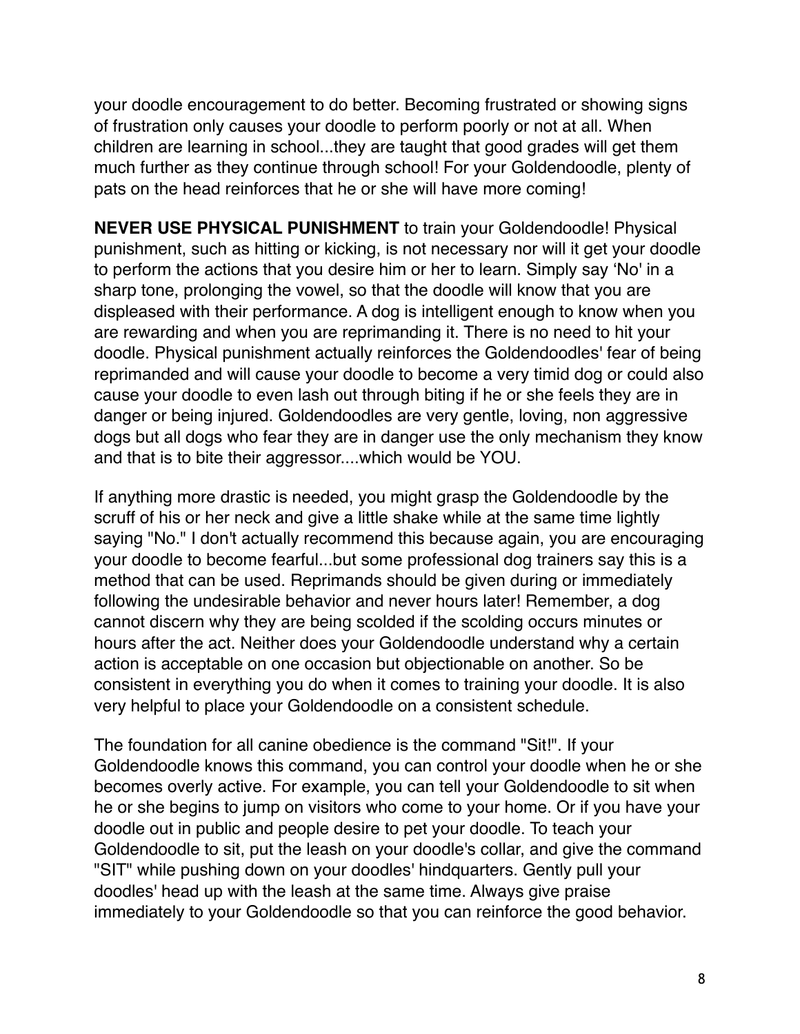your doodle encouragement to do better. Becoming frustrated or showing signs of frustration only causes your doodle to perform poorly or not at all. When children are learning in school...they are taught that good grades will get them much further as they continue through school! For your Goldendoodle, plenty of pats on the head reinforces that he or she will have more coming!

**NEVER USE PHYSICAL PUNISHMENT** to train your Goldendoodle! Physical punishment, such as hitting or kicking, is not necessary nor will it get your doodle to perform the actions that you desire him or her to learn. Simply say 'No' in a sharp tone, prolonging the vowel, so that the doodle will know that you are displeased with their performance. A dog is intelligent enough to know when you are rewarding and when you are reprimanding it. There is no need to hit your doodle. Physical punishment actually reinforces the Goldendoodles' fear of being reprimanded and will cause your doodle to become a very timid dog or could also cause your doodle to even lash out through biting if he or she feels they are in danger or being injured. Goldendoodles are very gentle, loving, non aggressive dogs but all dogs who fear they are in danger use the only mechanism they know and that is to bite their aggressor....which would be YOU.

If anything more drastic is needed, you might grasp the Goldendoodle by the scruff of his or her neck and give a little shake while at the same time lightly saying "No." I don't actually recommend this because again, you are encouraging your doodle to become fearful...but some professional dog trainers say this is a method that can be used. Reprimands should be given during or immediately following the undesirable behavior and never hours later! Remember, a dog cannot discern why they are being scolded if the scolding occurs minutes or hours after the act. Neither does your Goldendoodle understand why a certain action is acceptable on one occasion but objectionable on another. So be consistent in everything you do when it comes to training your doodle. It is also very helpful to place your Goldendoodle on a consistent schedule.

The foundation for all canine obedience is the command "Sit!". If your Goldendoodle knows this command, you can control your doodle when he or she becomes overly active. For example, you can tell your Goldendoodle to sit when he or she begins to jump on visitors who come to your home. Or if you have your doodle out in public and people desire to pet your doodle. To teach your Goldendoodle to sit, put the leash on your doodle's collar, and give the command "SIT" while pushing down on your doodles' hindquarters. Gently pull your doodles' head up with the leash at the same time. Always give praise immediately to your Goldendoodle so that you can reinforce the good behavior.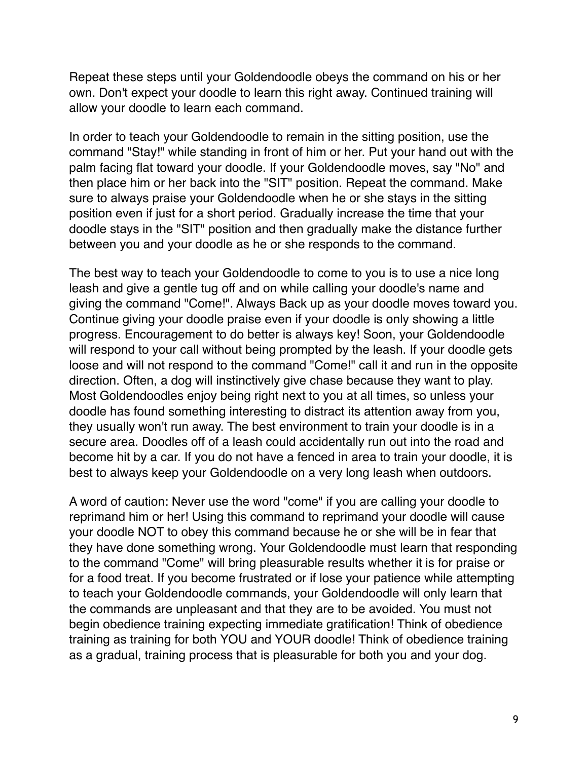Repeat these steps until your Goldendoodle obeys the command on his or her own. Don't expect your doodle to learn this right away. Continued training will allow your doodle to learn each command.

In order to teach your Goldendoodle to remain in the sitting position, use the command "Stay!" while standing in front of him or her. Put your hand out with the palm facing flat toward your doodle. If your Goldendoodle moves, say "No" and then place him or her back into the "SIT" position. Repeat the command. Make sure to always praise your Goldendoodle when he or she stays in the sitting position even if just for a short period. Gradually increase the time that your doodle stays in the "SIT" position and then gradually make the distance further between you and your doodle as he or she responds to the command.

The best way to teach your Goldendoodle to come to you is to use a nice long leash and give a gentle tug off and on while calling your doodle's name and giving the command "Come!". Always Back up as your doodle moves toward you. Continue giving your doodle praise even if your doodle is only showing a little progress. Encouragement to do better is always key! Soon, your Goldendoodle will respond to your call without being prompted by the leash. If your doodle gets loose and will not respond to the command "Come!" call it and run in the opposite direction. Often, a dog will instinctively give chase because they want to play. Most Goldendoodles enjoy being right next to you at all times, so unless your doodle has found something interesting to distract its attention away from you, they usually won't run away. The best environment to train your doodle is in a secure area. Doodles off of a leash could accidentally run out into the road and become hit by a car. If you do not have a fenced in area to train your doodle, it is best to always keep your Goldendoodle on a very long leash when outdoors.

A word of caution: Never use the word "come" if you are calling your doodle to reprimand him or her! Using this command to reprimand your doodle will cause your doodle NOT to obey this command because he or she will be in fear that they have done something wrong. Your Goldendoodle must learn that responding to the command "Come" will bring pleasurable results whether it is for praise or for a food treat. If you become frustrated or if lose your patience while attempting to teach your Goldendoodle commands, your Goldendoodle will only learn that the commands are unpleasant and that they are to be avoided. You must not begin obedience training expecting immediate gratification! Think of obedience training as training for both YOU and YOUR doodle! Think of obedience training as a gradual, training process that is pleasurable for both you and your dog.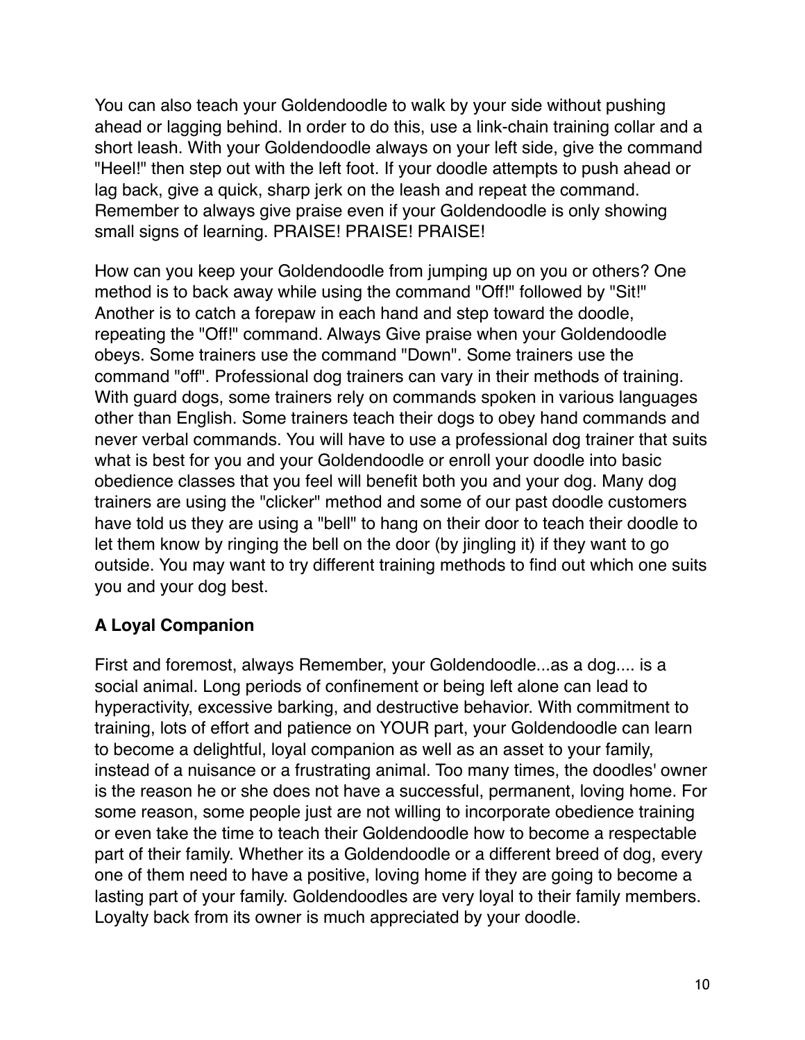You can also teach your Goldendoodle to walk by your side without pushing ahead or lagging behind. In order to do this, use a link-chain training collar and a short leash. With your Goldendoodle always on your left side, give the command "Heel!" then step out with the left foot. If your doodle attempts to push ahead or lag back, give a quick, sharp jerk on the leash and repeat the command. Remember to always give praise even if your Goldendoodle is only showing small signs of learning. PRAISE! PRAISE! PRAISE!

How can you keep your Goldendoodle from jumping up on you or others? One method is to back away while using the command "Off!" followed by "Sit!" Another is to catch a forepaw in each hand and step toward the doodle, repeating the "Off!" command. Always Give praise when your Goldendoodle obeys. Some trainers use the command "Down". Some trainers use the command "off". Professional dog trainers can vary in their methods of training. With guard dogs, some trainers rely on commands spoken in various languages other than English. Some trainers teach their dogs to obey hand commands and never verbal commands. You will have to use a professional dog trainer that suits what is best for you and your Goldendoodle or enroll your doodle into basic obedience classes that you feel will benefit both you and your dog. Many dog trainers are using the "clicker" method and some of our past doodle customers have told us they are using a "bell" to hang on their door to teach their doodle to let them know by ringing the bell on the door (by jingling it) if they want to go outside. You may want to try different training methods to find out which one suits you and your dog best.

**A Loyal Companion**

First and foremost, always Remember, your Goldendoodle...as a dog.... is a social animal. Long periods of confinement or being left alone can lead to hyperactivity, excessive barking, and destructive behavior. With commitment to training, lots of effort and patience on YOUR part, your Goldendoodle can learn to become a delightful, loyal companion as well as an asset to your family, instead of a nuisance or a frustrating animal. Too many times, the doodles' owner is the reason he or she does not have a successful, permanent, loving home. For some reason, some people just are not willing to incorporate obedience training or even take the time to teach their Goldendoodle how to become a respectable part of their family. Whether its a Goldendoodle or a different breed of dog, every one of them need to have a positive, loving home if they are going to become a lasting part of your family. Goldendoodles are very loyal to their family members. Loyalty back from its owner is much appreciated by your doodle.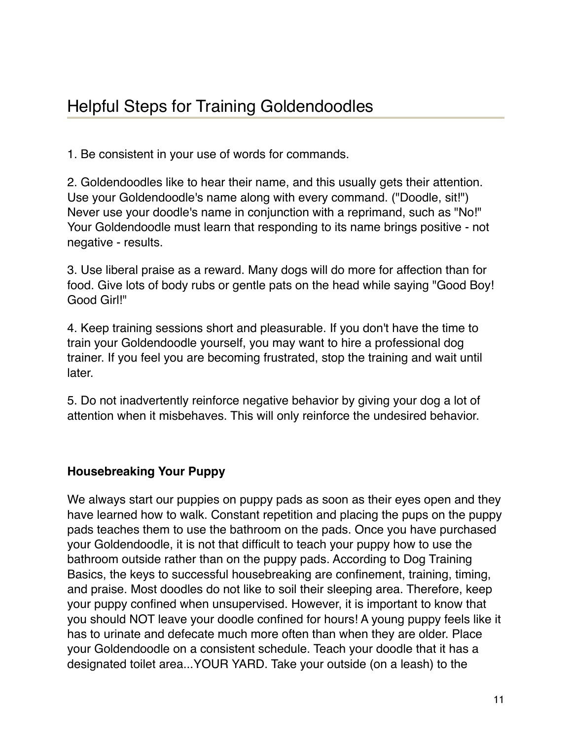# Helpful Steps for Training Goldendoodles

1. Be consistent in your use of words for commands.

2. Goldendoodles like to hear their name, and this usually gets their attention. Use your Goldendoodle's name along with every command. ("Doodle, sit!") Never use your doodle's name in conjunction with a reprimand, such as "No!" Your Goldendoodle must learn that responding to its name brings positive - not negative - results.

3. Use liberal praise as a reward. Many dogs will do more for affection than for food. Give lots of body rubs or gentle pats on the head while saying "Good Boy! Good Girl!"

4. Keep training sessions short and pleasurable. If you don't have the time to train your Goldendoodle yourself, you may want to hire a professional dog trainer. If you feel you are becoming frustrated, stop the training and wait until later.

5. Do not inadvertently reinforce negative behavior by giving your dog a lot of attention when it misbehaves. This will only reinforce the undesired behavior.

**Housebreaking Your Puppy**

We always start our puppies on puppy pads as soon as their eyes open and they have learned how to walk. Constant repetition and placing the pups on the puppy pads teaches them to use the bathroom on the pads. Once you have purchased your Goldendoodle, it is not that difficult to teach your puppy how to use the bathroom outside rather than on the puppy pads. According to Dog Training Basics, the keys to successful housebreaking are confinement, training, timing, and praise. Most doodles do not like to soil their sleeping area. Therefore, keep your puppy confined when unsupervised. However, it is important to know that you should NOT leave your doodle confined for hours! A young puppy feels like it has to urinate and defecate much more often than when they are older. Place your Goldendoodle on a consistent schedule. Teach your doodle that it has a designated toilet area...YOUR YARD. Take your outside (on a leash) to the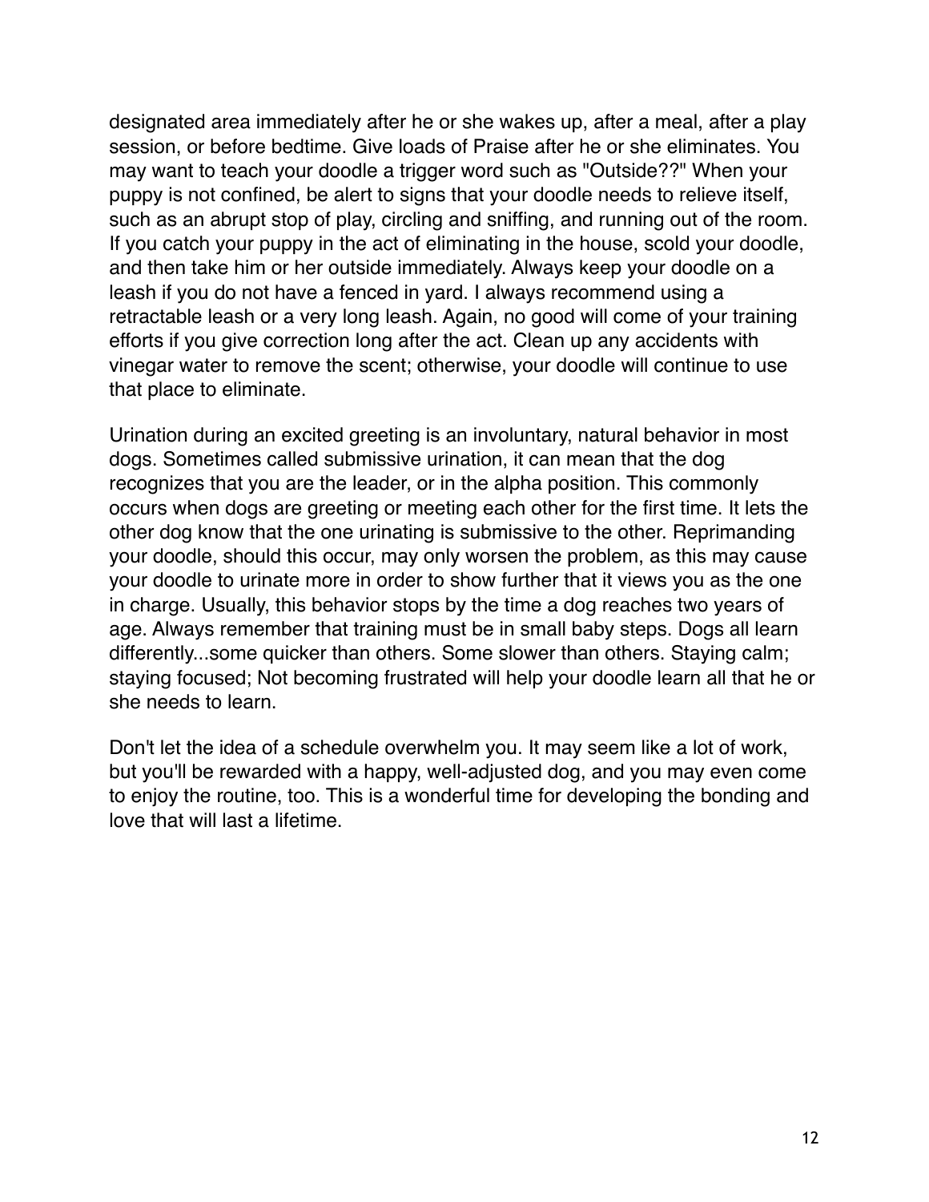designated area immediately after he or she wakes up, after a meal, after a play session, or before bedtime. Give loads of Praise after he or she eliminates. You may want to teach your doodle a trigger word such as "Outside??" When your puppy is not confined, be alert to signs that your doodle needs to relieve itself, such as an abrupt stop of play, circling and sniffing, and running out of the room. If you catch your puppy in the act of eliminating in the house, scold your doodle, and then take him or her outside immediately. Always keep your doodle on a leash if you do not have a fenced in yard. I always recommend using a retractable leash or a very long leash. Again, no good will come of your training efforts if you give correction long after the act. Clean up any accidents with vinegar water to remove the scent; otherwise, your doodle will continue to use that place to eliminate.

Urination during an excited greeting is an involuntary, natural behavior in most dogs. Sometimes called submissive urination, it can mean that the dog recognizes that you are the leader, or in the alpha position. This commonly occurs when dogs are greeting or meeting each other for the first time. It lets the other dog know that the one urinating is submissive to the other. Reprimanding your doodle, should this occur, may only worsen the problem, as this may cause your doodle to urinate more in order to show further that it views you as the one in charge. Usually, this behavior stops by the time a dog reaches two years of age. Always remember that training must be in small baby steps. Dogs all learn differently...some quicker than others. Some slower than others. Staying calm; staying focused; Not becoming frustrated will help your doodle learn all that he or she needs to learn.

Don't let the idea of a schedule overwhelm you. It may seem like a lot of work, but you'll be rewarded with a happy, well-adjusted dog, and you may even come to enjoy the routine, too. This is a wonderful time for developing the bonding and love that will last a lifetime.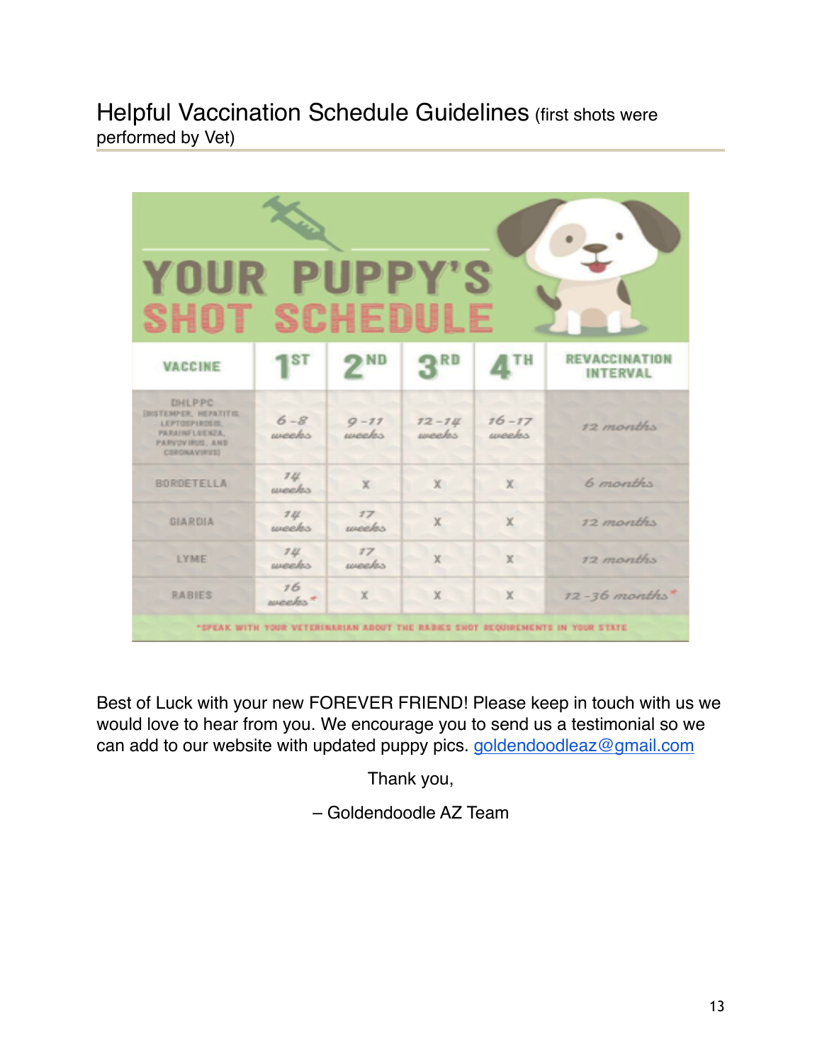## Helpful Vaccination Schedule Guidelines (first shots were performed by Vet)

# YOUR PUPPY'S SHOT SCHEDULE

| VACCINE | 1ST | 2ND | 3RD | 4TH | REVACCINATION INTERVAL |
|---|---|---|---|---|---|
| DHLPPC (DISTEMPER, HEPATITIS, LEPTOSPIROSIS, PARAINFLUENZA, PARVOVIRUS, AND CORONAVIRUS) | 6-8 weeks | 9-11 weeks | 12-14 weeks | 16-17 weeks | 12 months |
| BORDETELLA | 14 weeks | X | X | X | 6 months |
| GIARDIA | 14 weeks | 17 weeks | X | X | 12 months |
| LYME | 14 weeks | 17 weeks | X | X | 12 months |
| RABIES | 16 weeks* | X | X | X | 12-36 months* |

*SPEAK WITH YOUR VETERINARIAN ABOUT THE RABIES SHOT REQUIREMENTS IN YOUR STATE

Best of Luck with your new FOREVER FRIEND! Please keep in touch with us we would love to hear from you. We encourage you to send us a testimonial so we can add to our website with updated puppy pics. goldendoodleaz@gmail.com

Thank you,

– Goldendoodle AZ Team